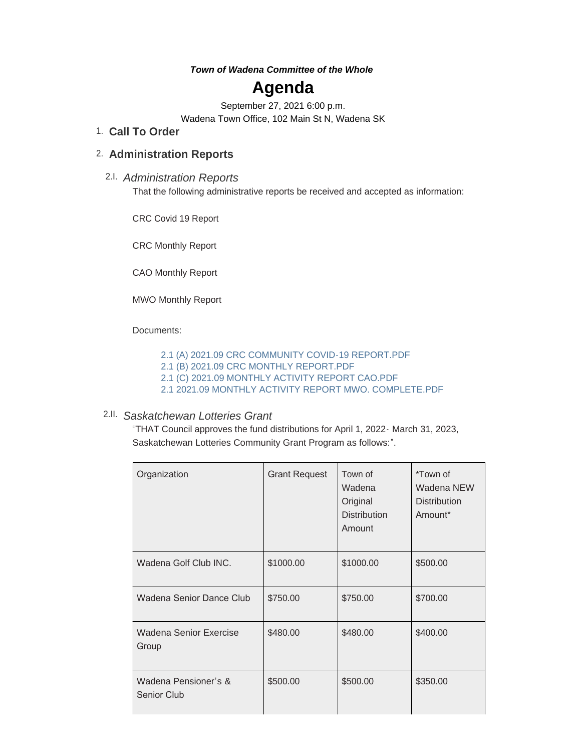***Town of Wadena Committee of the Whole***

# Agenda

September 27, 2021 6:00 p.m.

Wadena Town Office, 102 Main St N, Wadena SK

## 1. Call To Order

## 2. Administration Reports

### 2.I. *Administration Reports*

That the following administrative reports be received and accepted as information:

CRC Covid 19 Report

CRC Monthly Report

CAO Monthly Report

MWO Monthly Report

Documents:

- 2.1 (A) 2021.09 CRC COMMUNITY COVID-19 REPORT.PDF
- 2.1 (B) 2021.09 CRC MONTHLY REPORT.PDF
- 2.1 (C) 2021.09 MONTHLY ACTIVITY REPORT CAO.PDF
- 2.1 2021.09 MONTHLY ACTIVITY REPORT MWO. COMPLETE.PDF

### 2.II. *Saskatchewan Lotteries Grant*

"THAT Council approves the fund distributions for April 1, 2022- March 31, 2023, Saskatchewan Lotteries Community Grant Program as follows:".

| Organization | Grant Request | Town of Wadena Original Distribution Amount | *Town of Wadena NEW Distribution Amount* |
|---|---|---|---|
| Wadena Golf Club INC. | $1000.00 | $1000.00 | $500.00 |
| Wadena Senior Dance Club | $750.00 | $750.00 | $700.00 |
| Wadena Senior Exercise Group | $480.00 | $480.00 | $400.00 |
| Wadena Pensioner's & Senior Club | $500.00 | $500.00 | $350.00 |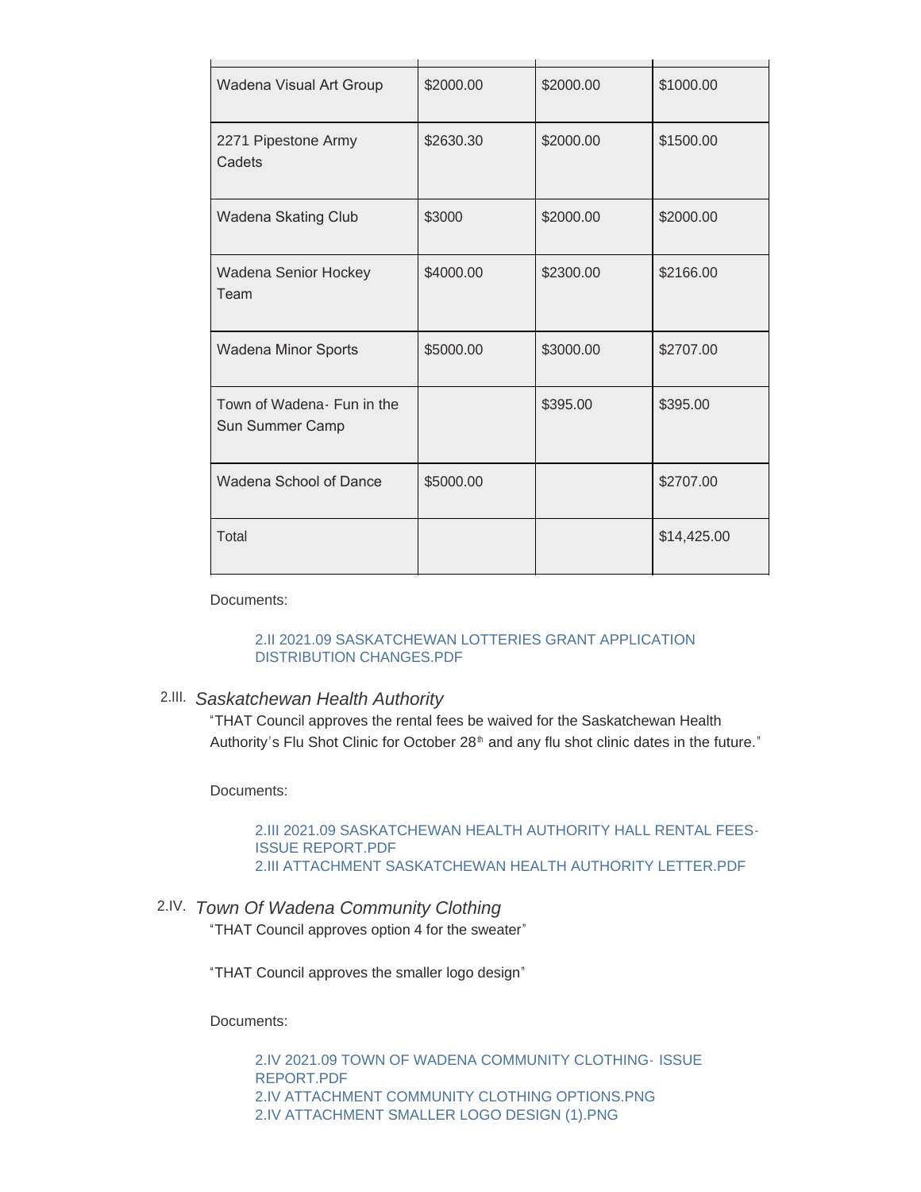| | | | |
|---|---|---|---|
| Wadena Visual Art Group | $2000.00 | $2000.00 | $1000.00 |
| 2271 Pipestone Army Cadets | $2630.30 | $2000.00 | $1500.00 |
| Wadena Skating Club | $3000 | $2000.00 | $2000.00 |
| Wadena Senior Hockey Team | $4000.00 | $2300.00 | $2166.00 |
| Wadena Minor Sports | $5000.00 | $3000.00 | $2707.00 |
| Town of Wadena- Fun in the Sun Summer Camp | | $395.00 | $395.00 |
| Wadena School of Dance | $5000.00 | | $2707.00 |
| Total | | | $14,425.00 |

Documents:

2.II 2021.09 SASKATCHEWAN LOTTERIES GRANT APPLICATION DISTRIBUTION CHANGES.PDF

## 2.III. *Saskatchewan Health Authority*

"THAT Council approves the rental fees be waived for the Saskatchewan Health Authority's Flu Shot Clinic for October 28th and any flu shot clinic dates in the future."

Documents:

2.III 2021.09 SASKATCHEWAN HEALTH AUTHORITY HALL RENTAL FEES-ISSUE REPORT.PDF
2.III ATTACHMENT SASKATCHEWAN HEALTH AUTHORITY LETTER.PDF

## 2.IV. *Town Of Wadena Community Clothing*

"THAT Council approves option 4 for the sweater"

"THAT Council approves the smaller logo design"

Documents:

2.IV 2021.09 TOWN OF WADENA COMMUNITY CLOTHING- ISSUE REPORT.PDF
2.IV ATTACHMENT COMMUNITY CLOTHING OPTIONS.PNG
2.IV ATTACHMENT SMALLER LOGO DESIGN (1).PNG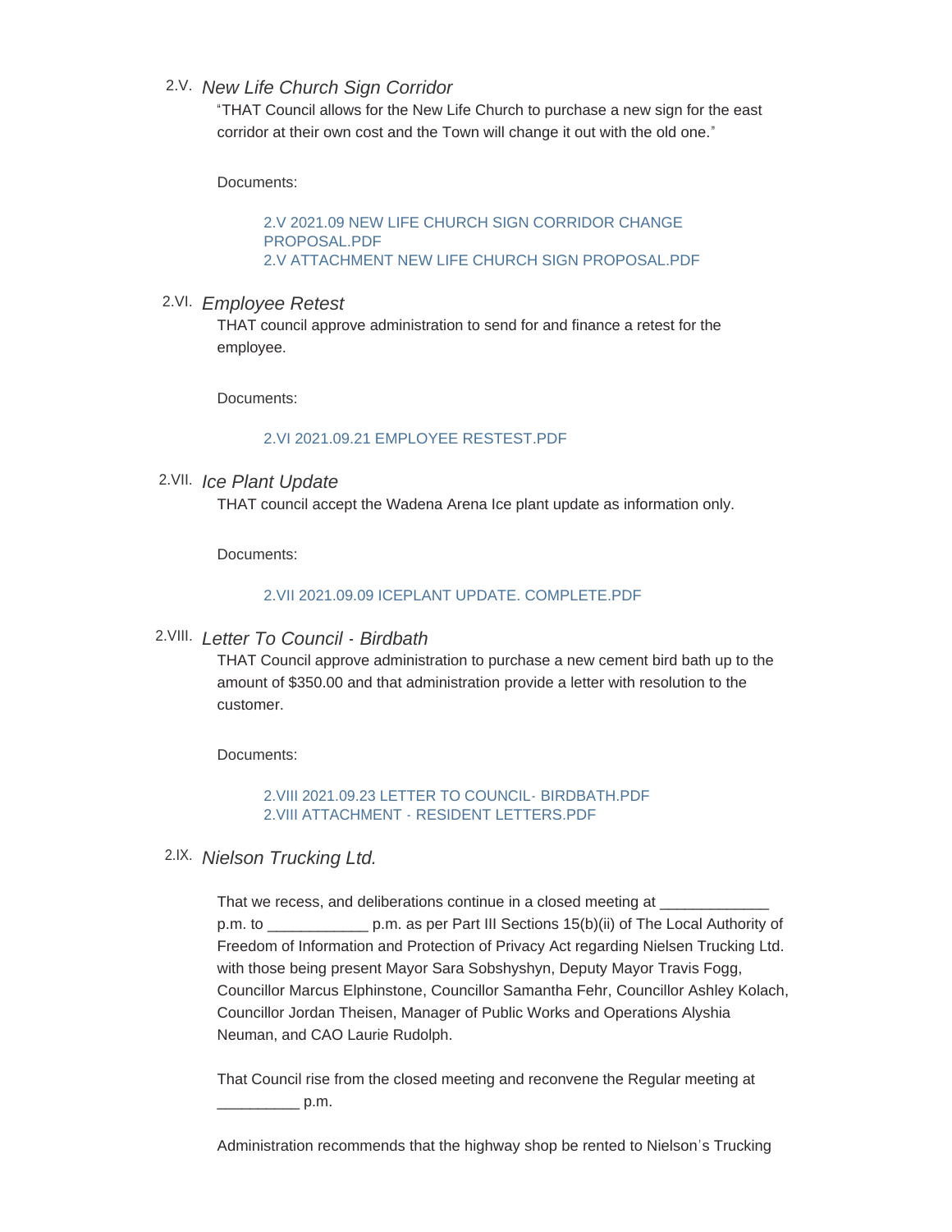## 2.V. *New Life Church Sign Corridor*

"THAT Council allows for the New Life Church to purchase a new sign for the east corridor at their own cost and the Town will change it out with the old one."

Documents:

2.V 2021.09 NEW LIFE CHURCH SIGN CORRIDOR CHANGE PROPOSAL.PDF
2.V ATTACHMENT NEW LIFE CHURCH SIGN PROPOSAL.PDF

## 2.VI. *Employee Retest*

THAT council approve administration to send for and finance a retest for the employee.

Documents:

2.VI 2021.09.21 EMPLOYEE RESTEST.PDF

## 2.VII. *Ice Plant Update*

THAT council accept the Wadena Arena Ice plant update as information only.

Documents:

2.VII 2021.09.09 ICEPLANT UPDATE. COMPLETE.PDF

## 2.VIII. *Letter To Council - Birdbath*

THAT Council approve administration to purchase a new cement bird bath up to the amount of $350.00 and that administration provide a letter with resolution to the customer.

Documents:

2.VIII 2021.09.23 LETTER TO COUNCIL- BIRDBATH.PDF
2.VIII ATTACHMENT - RESIDENT LETTERS.PDF

## 2.IX. *Nielson Trucking Ltd.*

That we recess, and deliberations continue in a closed meeting at _____________ p.m. to ____________ p.m. as per Part III Sections 15(b)(ii) of The Local Authority of Freedom of Information and Protection of Privacy Act regarding Nielsen Trucking Ltd. with those being present Mayor Sara Sobshyshyn, Deputy Mayor Travis Fogg, Councillor Marcus Elphinstone, Councillor Samantha Fehr, Councillor Ashley Kolach, Councillor Jordan Theisen, Manager of Public Works and Operations Alyshia Neuman, and CAO Laurie Rudolph.

That Council rise from the closed meeting and reconvene the Regular meeting at __________ p.m.

Administration recommends that the highway shop be rented to Nielson's Trucking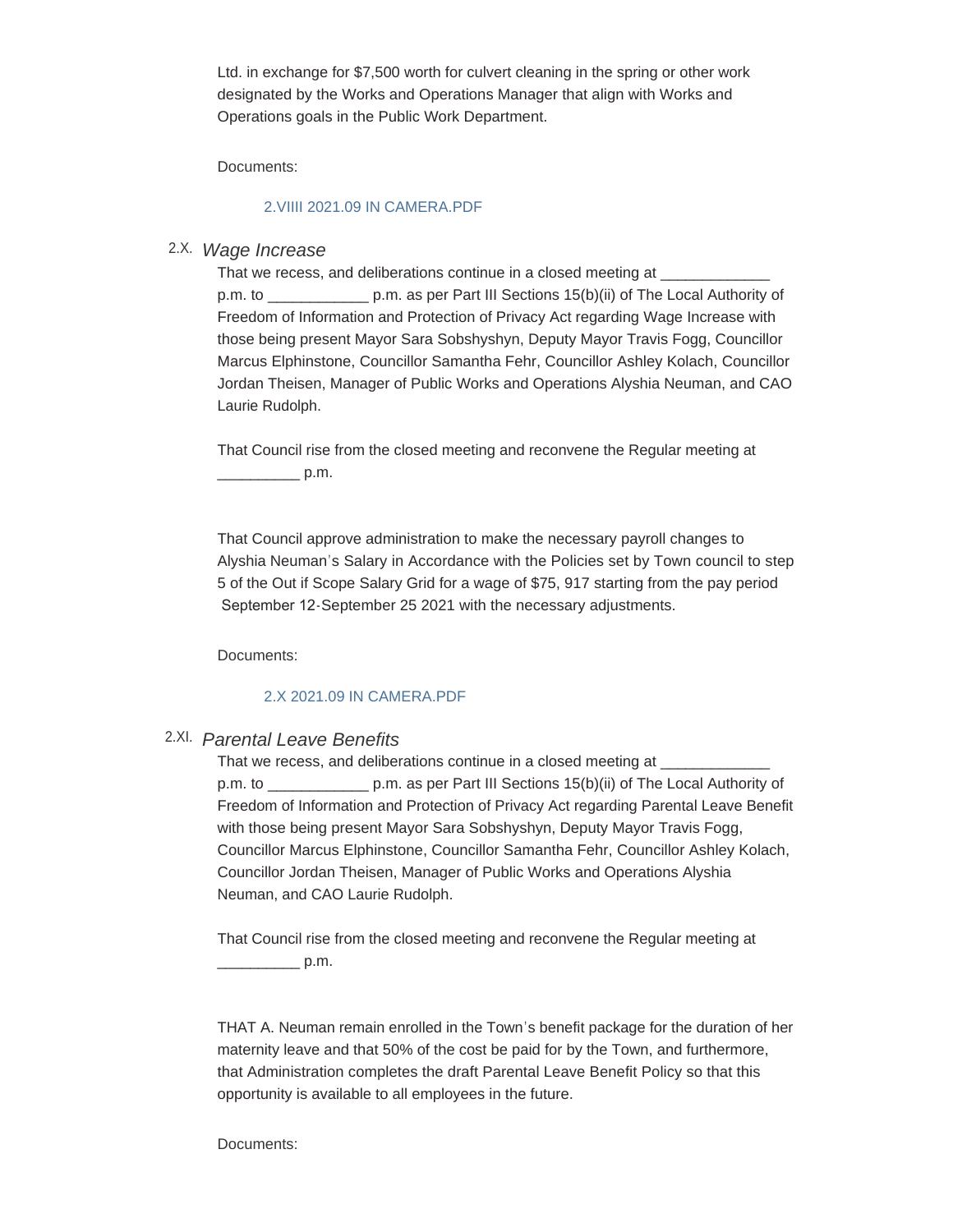Ltd. in exchange for $7,500 worth for culvert cleaning in the spring or other work designated by the Works and Operations Manager that align with Works and Operations goals in the Public Work Department.

Documents:

2.VIIII 2021.09 IN CAMERA.PDF

### 2.X. *Wage Increase*

That we recess, and deliberations continue in a closed meeting at _____________ p.m. to ____________ p.m. as per Part III Sections 15(b)(ii) of The Local Authority of Freedom of Information and Protection of Privacy Act regarding Wage Increase with those being present Mayor Sara Sobshyshyn, Deputy Mayor Travis Fogg, Councillor Marcus Elphinstone, Councillor Samantha Fehr, Councillor Ashley Kolach, Councillor Jordan Theisen, Manager of Public Works and Operations Alyshia Neuman, and CAO Laurie Rudolph.

That Council rise from the closed meeting and reconvene the Regular meeting at __________ p.m.

That Council approve administration to make the necessary payroll changes to Alyshia Neuman's Salary in Accordance with the Policies set by Town council to step 5 of the Out if Scope Salary Grid for a wage of $75, 917 starting from the pay period September 12-September 25 2021 with the necessary adjustments.

Documents:

2.X 2021.09 IN CAMERA.PDF

### 2.XI. *Parental Leave Benefits*

That we recess, and deliberations continue in a closed meeting at _____________ p.m. to ____________ p.m. as per Part III Sections 15(b)(ii) of The Local Authority of Freedom of Information and Protection of Privacy Act regarding Parental Leave Benefit with those being present Mayor Sara Sobshyshyn, Deputy Mayor Travis Fogg, Councillor Marcus Elphinstone, Councillor Samantha Fehr, Councillor Ashley Kolach, Councillor Jordan Theisen, Manager of Public Works and Operations Alyshia Neuman, and CAO Laurie Rudolph.

That Council rise from the closed meeting and reconvene the Regular meeting at __________ p.m.

THAT A. Neuman remain enrolled in the Town's benefit package for the duration of her maternity leave and that 50% of the cost be paid for by the Town, and furthermore, that Administration completes the draft Parental Leave Benefit Policy so that this opportunity is available to all employees in the future.

Documents: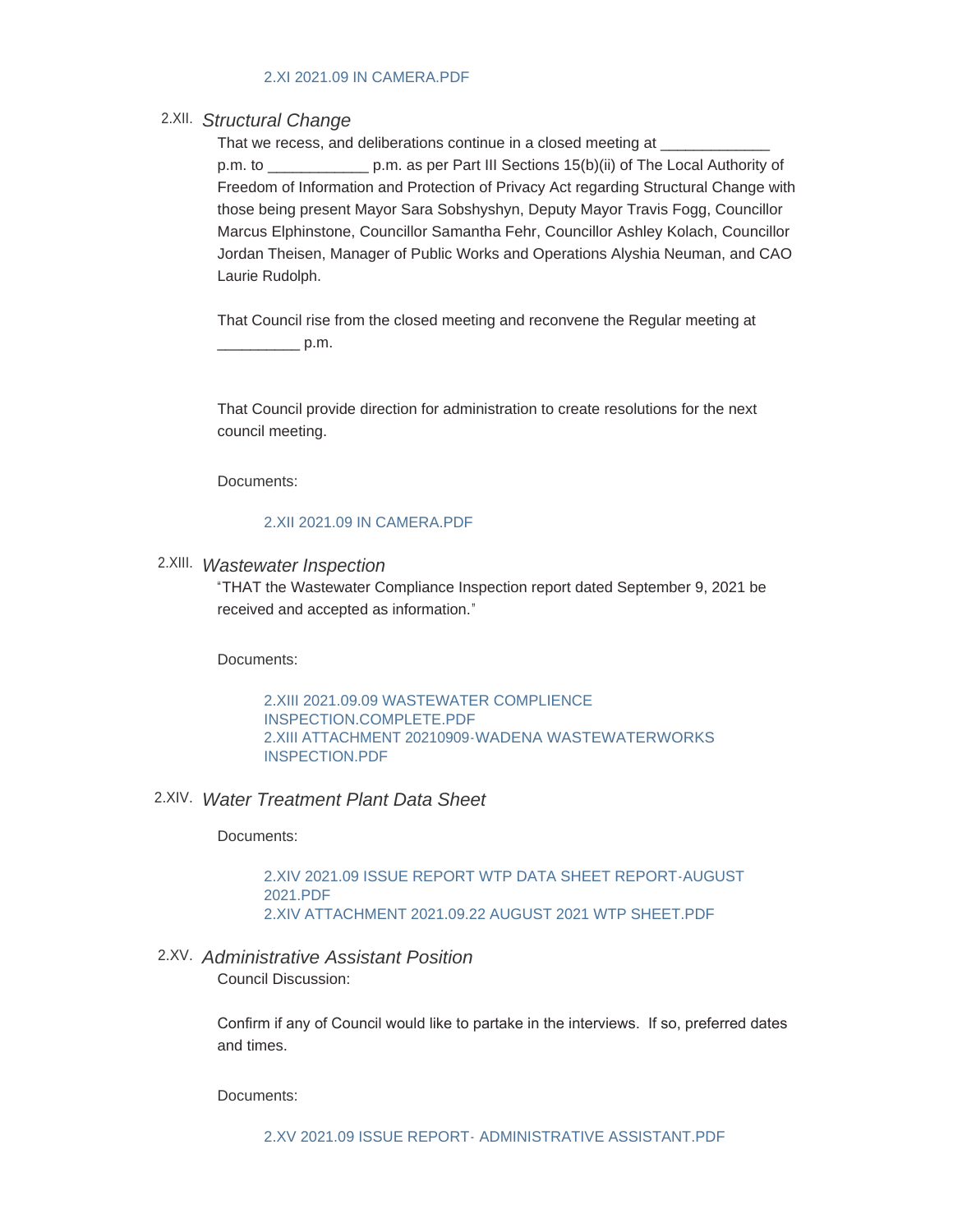2.XI 2021.09 IN CAMERA.PDF

### 2.XII. *Structural Change*

That we recess, and deliberations continue in a closed meeting at _____________ p.m. to ____________ p.m. as per Part III Sections 15(b)(ii) of The Local Authority of Freedom of Information and Protection of Privacy Act regarding Structural Change with those being present Mayor Sara Sobshyshyn, Deputy Mayor Travis Fogg, Councillor Marcus Elphinstone, Councillor Samantha Fehr, Councillor Ashley Kolach, Councillor Jordan Theisen, Manager of Public Works and Operations Alyshia Neuman, and CAO Laurie Rudolph.

That Council rise from the closed meeting and reconvene the Regular meeting at __________ p.m.

That Council provide direction for administration to create resolutions for the next council meeting.

Documents:

2.XII 2021.09 IN CAMERA.PDF

### 2.XIII. *Wastewater Inspection*

"THAT the Wastewater Compliance Inspection report dated September 9, 2021 be received and accepted as information."

Documents:

2.XIII 2021.09.09 WASTEWATER COMPLIENCE INSPECTION.COMPLETE.PDF
2.XIII ATTACHMENT 20210909-WADENA WASTEWATERWORKS INSPECTION.PDF

### 2.XIV. *Water Treatment Plant Data Sheet*

Documents:

2.XIV 2021.09 ISSUE REPORT WTP DATA SHEET REPORT-AUGUST 2021.PDF
2.XIV ATTACHMENT 2021.09.22 AUGUST 2021 WTP SHEET.PDF

### 2.XV. *Administrative Assistant Position*

Council Discussion:

Confirm if any of Council would like to partake in the interviews. If so, preferred dates and times.

Documents:

2.XV 2021.09 ISSUE REPORT- ADMINISTRATIVE ASSISTANT.PDF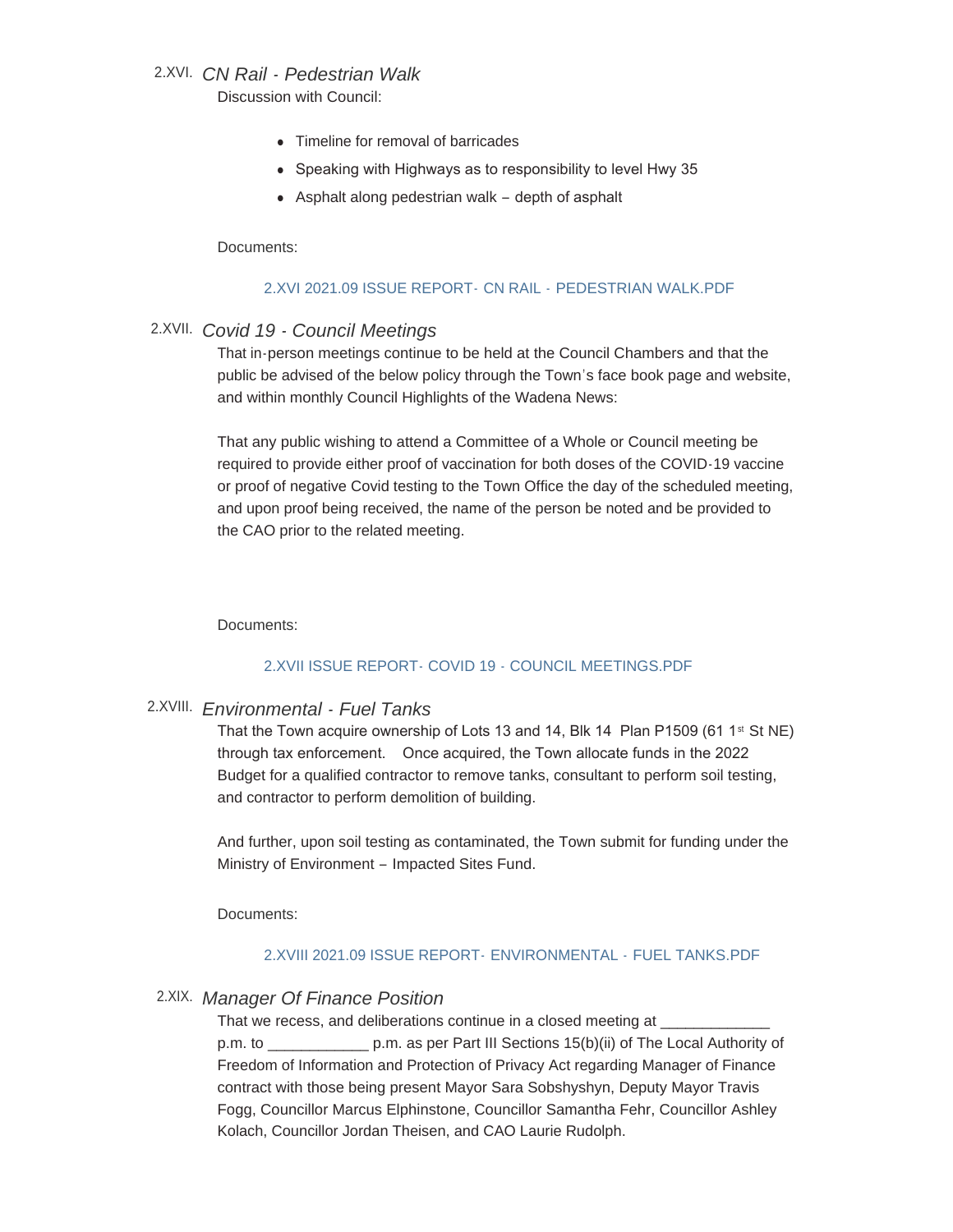### 2.XVI. *CN Rail - Pedestrian Walk*

Discussion with Council:

- Timeline for removal of barricades
- Speaking with Highways as to responsibility to level Hwy 35
- Asphalt along pedestrian walk – depth of asphalt

Documents:

2.XVI 2021.09 ISSUE REPORT- CN RAIL - PEDESTRIAN WALK.PDF

### 2.XVII. *Covid 19 - Council Meetings*

That in-person meetings continue to be held at the Council Chambers and that the public be advised of the below policy through the Town's face book page and website, and within monthly Council Highlights of the Wadena News:

That any public wishing to attend a Committee of a Whole or Council meeting be required to provide either proof of vaccination for both doses of the COVID-19 vaccine or proof of negative Covid testing to the Town Office the day of the scheduled meeting, and upon proof being received, the name of the person be noted and be provided to the CAO prior to the related meeting.

Documents:

2.XVII ISSUE REPORT- COVID 19 - COUNCIL MEETINGS.PDF

### 2.XVIII. *Environmental - Fuel Tanks*

That the Town acquire ownership of Lots 13 and 14, Blk 14 Plan P1509 (61 1st St NE) through tax enforcement. Once acquired, the Town allocate funds in the 2022 Budget for a qualified contractor to remove tanks, consultant to perform soil testing, and contractor to perform demolition of building.

And further, upon soil testing as contaminated, the Town submit for funding under the Ministry of Environment – Impacted Sites Fund.

Documents:

2.XVIII 2021.09 ISSUE REPORT- ENVIRONMENTAL - FUEL TANKS.PDF

### 2.XIX. *Manager Of Finance Position*

That we recess, and deliberations continue in a closed meeting at _____________ p.m. to ____________ p.m. as per Part III Sections 15(b)(ii) of The Local Authority of Freedom of Information and Protection of Privacy Act regarding Manager of Finance contract with those being present Mayor Sara Sobshyshyn, Deputy Mayor Travis Fogg, Councillor Marcus Elphinstone, Councillor Samantha Fehr, Councillor Ashley Kolach, Councillor Jordan Theisen, and CAO Laurie Rudolph.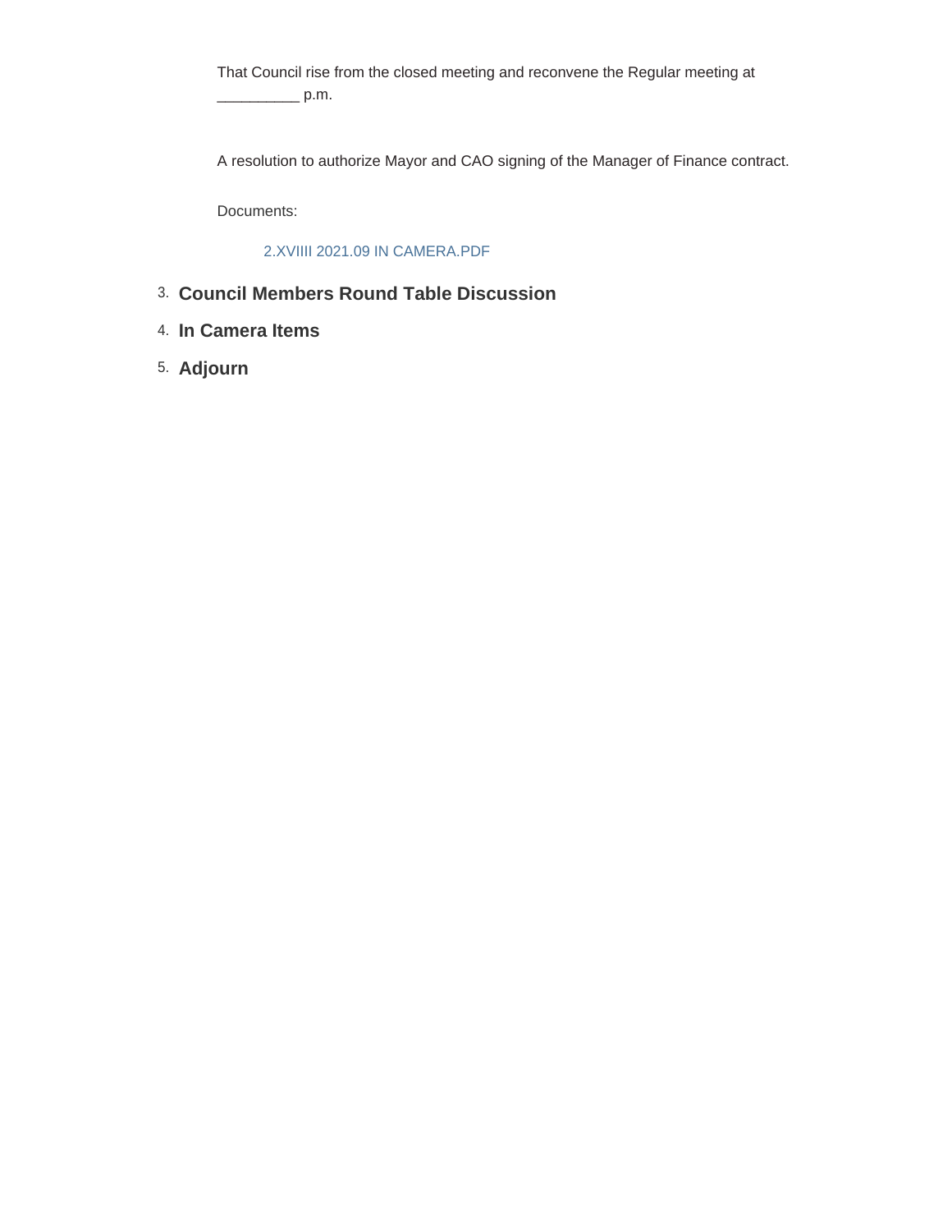That Council rise from the closed meeting and reconvene the Regular meeting at __________ p.m.

A resolution to authorize Mayor and CAO signing of the Manager of Finance contract.

Documents:

2.XVIIII 2021.09 IN CAMERA.PDF

3. **Council Members Round Table Discussion**
4. **In Camera Items**
5. **Adjourn**